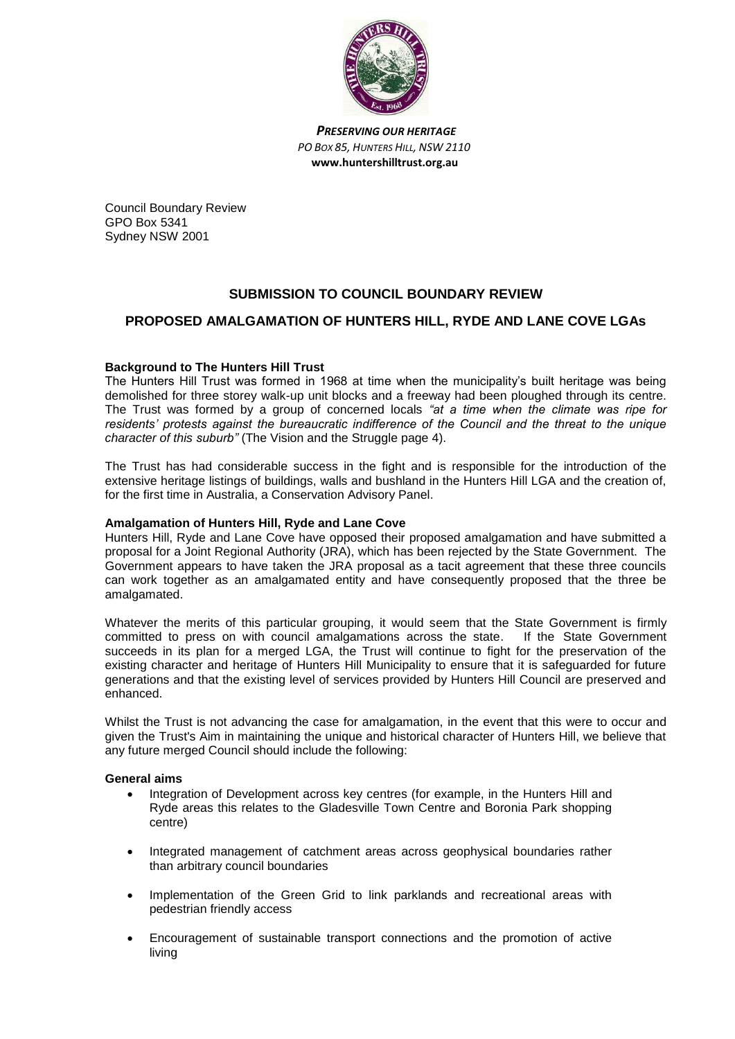***PRESERVING OUR HERITAGE***
*PO BOX 85, HUNTERS HILL, NSW 2110*
**www.huntershilltrust.org.au**

Council Boundary Review
GPO Box 5341
Sydney NSW 2001

## SUBMISSION TO COUNCIL BOUNDARY REVIEW

## PROPOSED AMALGAMATION OF HUNTERS HILL, RYDE AND LANE COVE LGAs

**Background to The Hunters Hill Trust**

The Hunters Hill Trust was formed in 1968 at time when the municipality's built heritage was being demolished for three storey walk-up unit blocks and a freeway had been ploughed through its centre. The Trust was formed by a group of concerned locals *"at a time when the climate was ripe for residents' protests against the bureaucratic indifference of the Council and the threat to the unique character of this suburb"* (The Vision and the Struggle page 4).

The Trust has had considerable success in the fight and is responsible for the introduction of the extensive heritage listings of buildings, walls and bushland in the Hunters Hill LGA and the creation of, for the first time in Australia, a Conservation Advisory Panel.

**Amalgamation of Hunters Hill, Ryde and Lane Cove**

Hunters Hill, Ryde and Lane Cove have opposed their proposed amalgamation and have submitted a proposal for a Joint Regional Authority (JRA), which has been rejected by the State Government. The Government appears to have taken the JRA proposal as a tacit agreement that these three councils can work together as an amalgamated entity and have consequently proposed that the three be amalgamated.

Whatever the merits of this particular grouping, it would seem that the State Government is firmly committed to press on with council amalgamations across the state. If the State Government succeeds in its plan for a merged LGA, the Trust will continue to fight for the preservation of the existing character and heritage of Hunters Hill Municipality to ensure that it is safeguarded for future generations and that the existing level of services provided by Hunters Hill Council are preserved and enhanced.

Whilst the Trust is not advancing the case for amalgamation, in the event that this were to occur and given the Trust's Aim in maintaining the unique and historical character of Hunters Hill, we believe that any future merged Council should include the following:

**General aims**

- Integration of Development across key centres (for example, in the Hunters Hill and Ryde areas this relates to the Gladesville Town Centre and Boronia Park shopping centre)
- Integrated management of catchment areas across geophysical boundaries rather than arbitrary council boundaries
- Implementation of the Green Grid to link parklands and recreational areas with pedestrian friendly access
- Encouragement of sustainable transport connections and the promotion of active living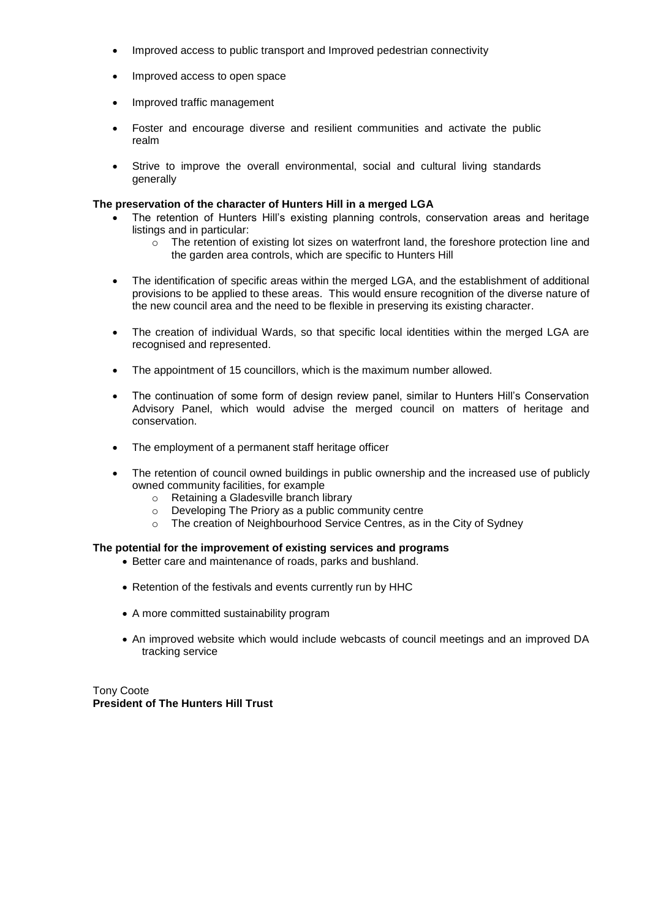- Improved access to public transport and Improved pedestrian connectivity
- Improved access to open space
- Improved traffic management
- Foster and encourage diverse and resilient communities and activate the public realm
- Strive to improve the overall environmental, social and cultural living standards generally

**The preservation of the character of Hunters Hill in a merged LGA**

- The retention of Hunters Hill's existing planning controls, conservation areas and heritage listings and in particular:
  - The retention of existing lot sizes on waterfront land, the foreshore protection line and the garden area controls, which are specific to Hunters Hill
- The identification of specific areas within the merged LGA, and the establishment of additional provisions to be applied to these areas. This would ensure recognition of the diverse nature of the new council area and the need to be flexible in preserving its existing character.
- The creation of individual Wards, so that specific local identities within the merged LGA are recognised and represented.
- The appointment of 15 councillors, which is the maximum number allowed.
- The continuation of some form of design review panel, similar to Hunters Hill's Conservation Advisory Panel, which would advise the merged council on matters of heritage and conservation.
- The employment of a permanent staff heritage officer
- The retention of council owned buildings in public ownership and the increased use of publicly owned community facilities, for example
  - Retaining a Gladesville branch library
  - Developing The Priory as a public community centre
  - The creation of Neighbourhood Service Centres, as in the City of Sydney

**The potential for the improvement of existing services and programs**

- Better care and maintenance of roads, parks and bushland.
- Retention of the festivals and events currently run by HHC
- A more committed sustainability program
- An improved website which would include webcasts of council meetings and an improved DA tracking service

Tony Coote
**President of The Hunters Hill Trust**